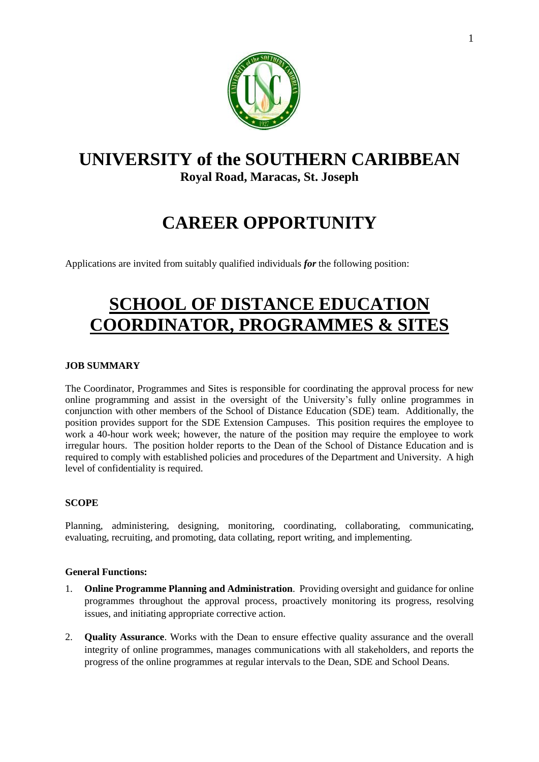# UNIVERSITY of the SOUTHERN CARIBBEAN

**Royal Road, Maracas, St. Joseph**

# CAREER OPPORTUNITY

Applications are invited from suitably qualified individuals ***for*** the following position:

# SCHOOL OF DISTANCE EDUCATION COORDINATOR, PROGRAMMES & SITES

**JOB SUMMARY**

The Coordinator, Programmes and Sites is responsible for coordinating the approval process for new online programming and assist in the oversight of the University's fully online programmes in conjunction with other members of the School of Distance Education (SDE) team. Additionally, the position provides support for the SDE Extension Campuses. This position requires the employee to work a 40-hour work week; however, the nature of the position may require the employee to work irregular hours. The position holder reports to the Dean of the School of Distance Education and is required to comply with established policies and procedures of the Department and University. A high level of confidentiality is required.

**SCOPE**

Planning, administering, designing, monitoring, coordinating, collaborating, communicating, evaluating, recruiting, and promoting, data collating, report writing, and implementing.

**General Functions:**

1. **Online Programme Planning and Administration**. Providing oversight and guidance for online programmes throughout the approval process, proactively monitoring its progress, resolving issues, and initiating appropriate corrective action.
2. **Quality Assurance**. Works with the Dean to ensure effective quality assurance and the overall integrity of online programmes, manages communications with all stakeholders, and reports the progress of the online programmes at regular intervals to the Dean, SDE and School Deans.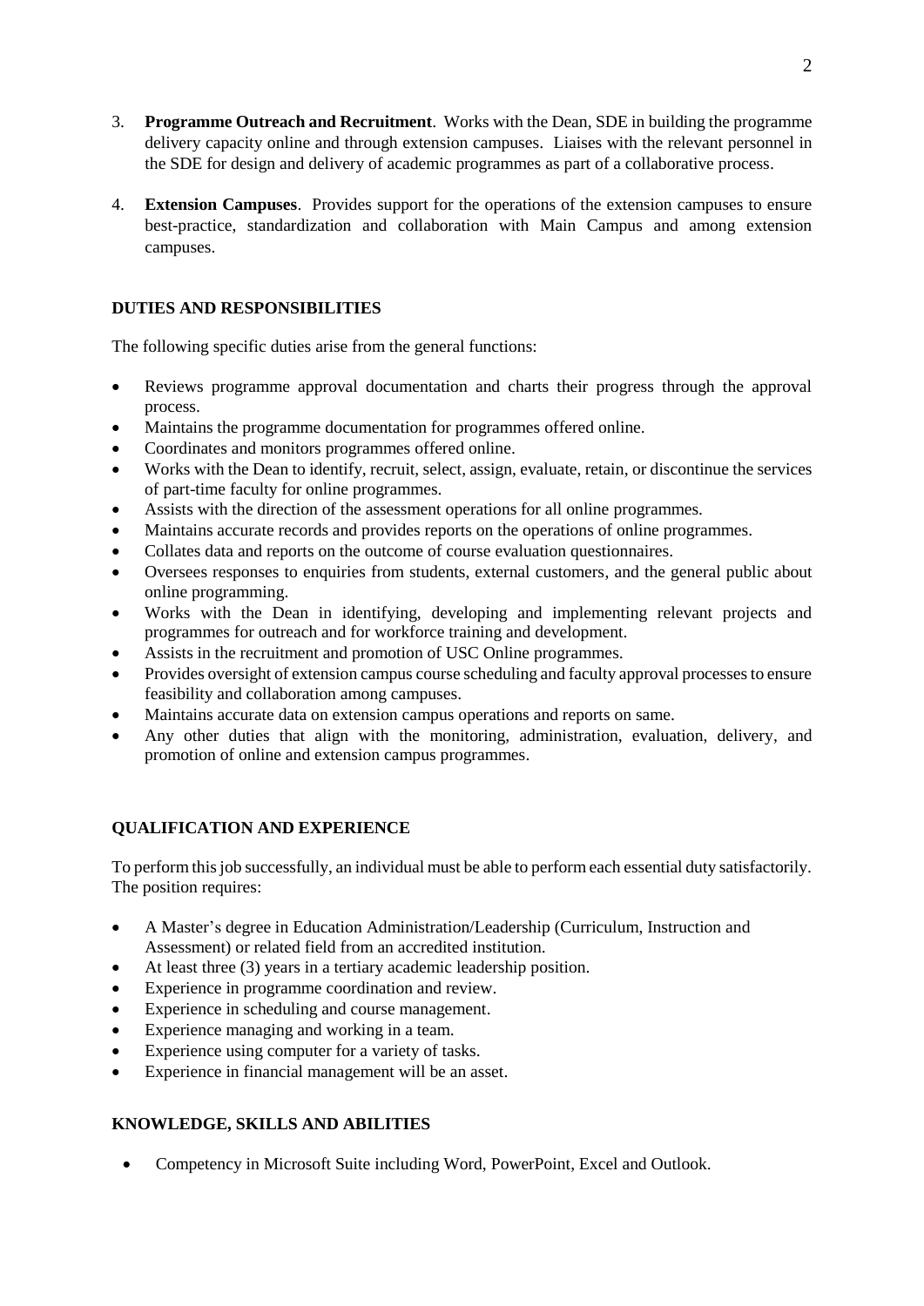3. **Programme Outreach and Recruitment**. Works with the Dean, SDE in building the programme delivery capacity online and through extension campuses. Liaises with the relevant personnel in the SDE for design and delivery of academic programmes as part of a collaborative process.

4. **Extension Campuses**. Provides support for the operations of the extension campuses to ensure best-practice, standardization and collaboration with Main Campus and among extension campuses.

## DUTIES AND RESPONSIBILITIES

The following specific duties arise from the general functions:

- Reviews programme approval documentation and charts their progress through the approval process.
- Maintains the programme documentation for programmes offered online.
- Coordinates and monitors programmes offered online.
- Works with the Dean to identify, recruit, select, assign, evaluate, retain, or discontinue the services of part-time faculty for online programmes.
- Assists with the direction of the assessment operations for all online programmes.
- Maintains accurate records and provides reports on the operations of online programmes.
- Collates data and reports on the outcome of course evaluation questionnaires.
- Oversees responses to enquiries from students, external customers, and the general public about online programming.
- Works with the Dean in identifying, developing and implementing relevant projects and programmes for outreach and for workforce training and development.
- Assists in the recruitment and promotion of USC Online programmes.
- Provides oversight of extension campus course scheduling and faculty approval processes to ensure feasibility and collaboration among campuses.
- Maintains accurate data on extension campus operations and reports on same.
- Any other duties that align with the monitoring, administration, evaluation, delivery, and promotion of online and extension campus programmes.

## QUALIFICATION AND EXPERIENCE

To perform this job successfully, an individual must be able to perform each essential duty satisfactorily. The position requires:

- A Master's degree in Education Administration/Leadership (Curriculum, Instruction and Assessment) or related field from an accredited institution.
- At least three (3) years in a tertiary academic leadership position.
- Experience in programme coordination and review.
- Experience in scheduling and course management.
- Experience managing and working in a team.
- Experience using computer for a variety of tasks.
- Experience in financial management will be an asset.

## KNOWLEDGE, SKILLS AND ABILITIES

- Competency in Microsoft Suite including Word, PowerPoint, Excel and Outlook.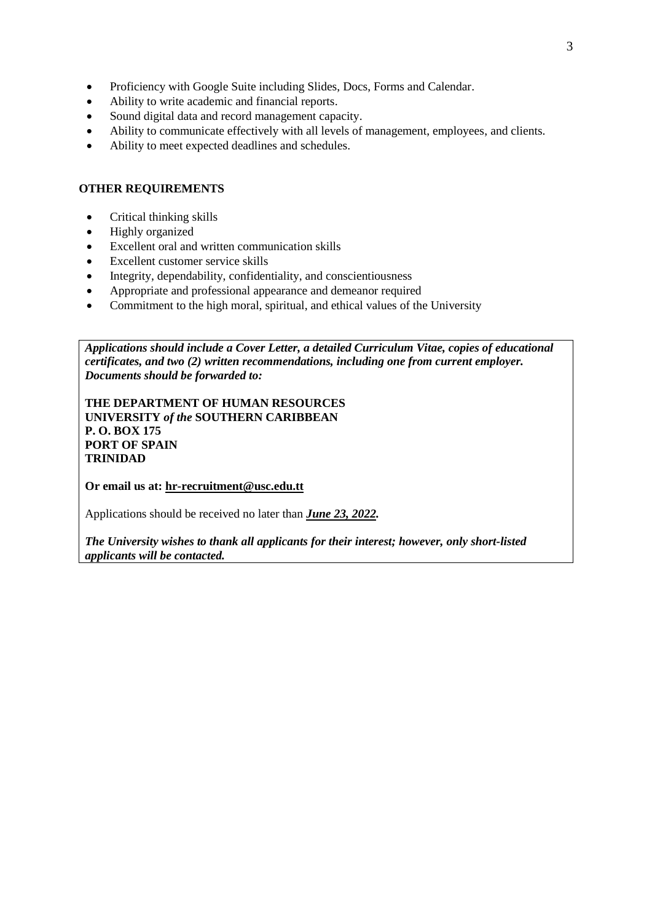- Proficiency with Google Suite including Slides, Docs, Forms and Calendar.
- Ability to write academic and financial reports.
- Sound digital data and record management capacity.
- Ability to communicate effectively with all levels of management, employees, and clients.
- Ability to meet expected deadlines and schedules.

**OTHER REQUIREMENTS**

- Critical thinking skills
- Highly organized
- Excellent oral and written communication skills
- Excellent customer service skills
- Integrity, dependability, confidentiality, and conscientiousness
- Appropriate and professional appearance and demeanor required
- Commitment to the high moral, spiritual, and ethical values of the University

***Applications should include a Cover Letter, a detailed Curriculum Vitae, copies of educational certificates, and two (2) written recommendations, including one from current employer. Documents should be forwarded to:***

**THE DEPARTMENT OF HUMAN RESOURCES**
**UNIVERSITY *of the* SOUTHERN CARIBBEAN**
**P. O. BOX 175**
**PORT OF SPAIN**
**TRINIDAD**

**Or email us at: hr-recruitment@usc.edu.tt**

Applications should be received no later than ***June 23, 2022.***

***The University wishes to thank all applicants for their interest; however, only short-listed applicants will be contacted.***